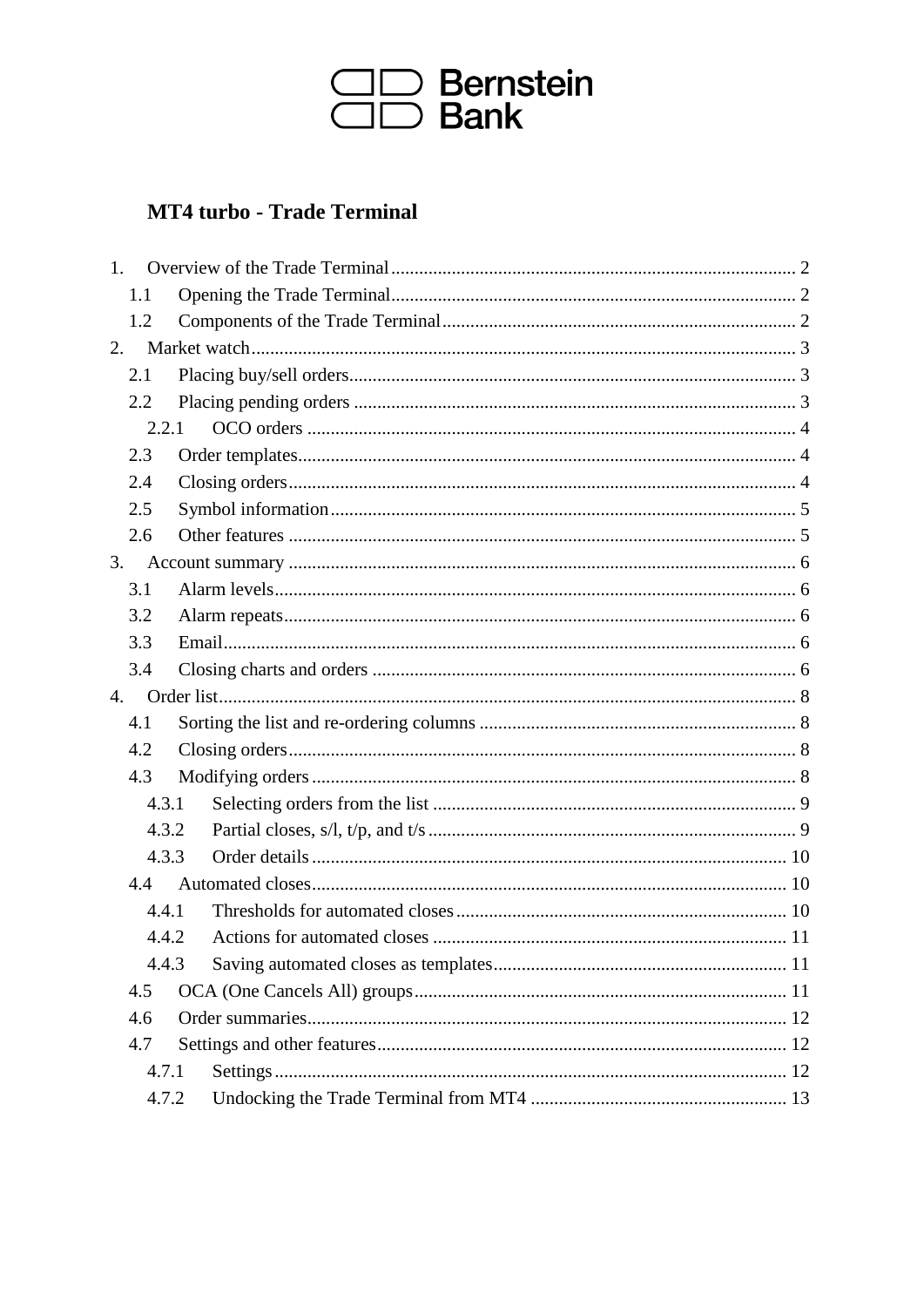Bernstein Bank

# MT4 turbo - Trade Terminal

1. Overview of the Trade Terminal ... 2
   - 1.1 Opening the Trade Terminal ... 2
   - 1.2 Components of the Trade Terminal ... 2
2. Market watch ... 3
   - 2.1 Placing buy/sell orders ... 3
   - 2.2 Placing pending orders ... 3
     - 2.2.1 OCO orders ... 4
   - 2.3 Order templates ... 4
   - 2.4 Closing orders ... 4
   - 2.5 Symbol information ... 5
   - 2.6 Other features ... 5
3. Account summary ... 6
   - 3.1 Alarm levels ... 6
   - 3.2 Alarm repeats ... 6
   - 3.3 Email ... 6
   - 3.4 Closing charts and orders ... 6
4. Order list ... 8
   - 4.1 Sorting the list and re-ordering columns ... 8
   - 4.2 Closing orders ... 8
   - 4.3 Modifying orders ... 8
     - 4.3.1 Selecting orders from the list ... 9
     - 4.3.2 Partial closes, s/l, t/p, and t/s ... 9
     - 4.3.3 Order details ... 10
   - 4.4 Automated closes ... 10
     - 4.4.1 Thresholds for automated closes ... 10
     - 4.4.2 Actions for automated closes ... 11
     - 4.4.3 Saving automated closes as templates ... 11
   - 4.5 OCA (One Cancels All) groups ... 11
   - 4.6 Order summaries ... 12
   - 4.7 Settings and other features ... 12
     - 4.7.1 Settings ... 12
     - 4.7.2 Undocking the Trade Terminal from MT4 ... 13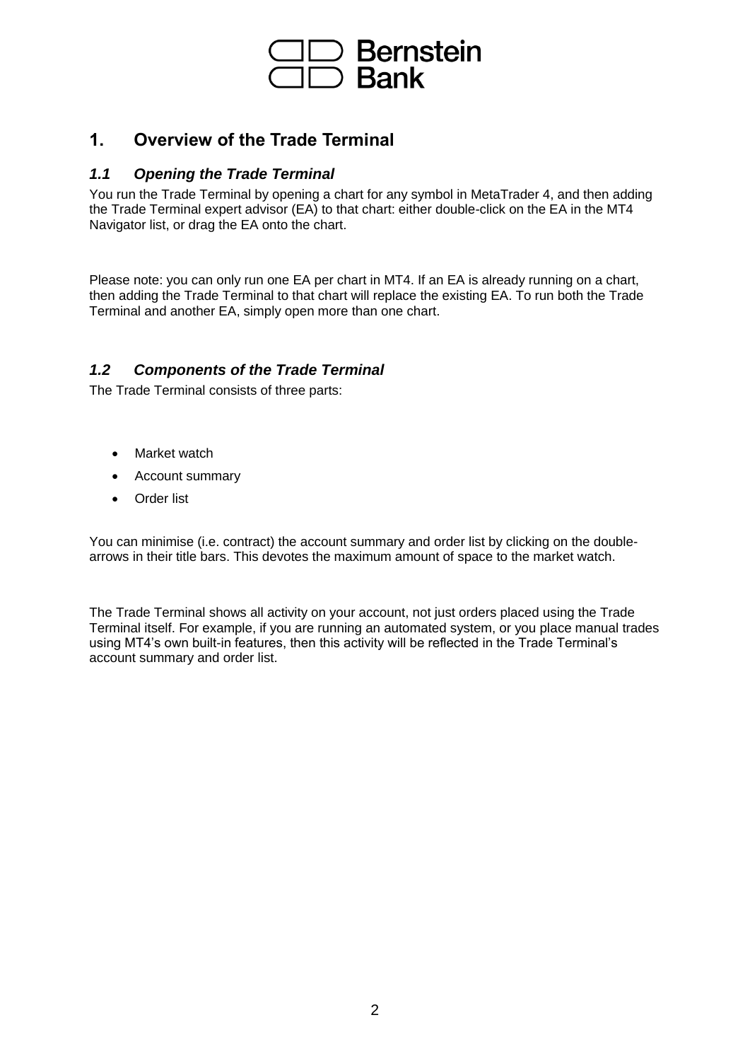# 1. Overview of the Trade Terminal

## *1.1 Opening the Trade Terminal*

You run the Trade Terminal by opening a chart for any symbol in MetaTrader 4, and then adding the Trade Terminal expert advisor (EA) to that chart: either double-click on the EA in the MT4 Navigator list, or drag the EA onto the chart.

Please note: you can only run one EA per chart in MT4. If an EA is already running on a chart, then adding the Trade Terminal to that chart will replace the existing EA. To run both the Trade Terminal and another EA, simply open more than one chart.

## *1.2 Components of the Trade Terminal*

The Trade Terminal consists of three parts:

- Market watch
- Account summary
- Order list

You can minimise (i.e. contract) the account summary and order list by clicking on the double-arrows in their title bars. This devotes the maximum amount of space to the market watch.

The Trade Terminal shows all activity on your account, not just orders placed using the Trade Terminal itself. For example, if you are running an automated system, or you place manual trades using MT4's own built-in features, then this activity will be reflected in the Trade Terminal's account summary and order list.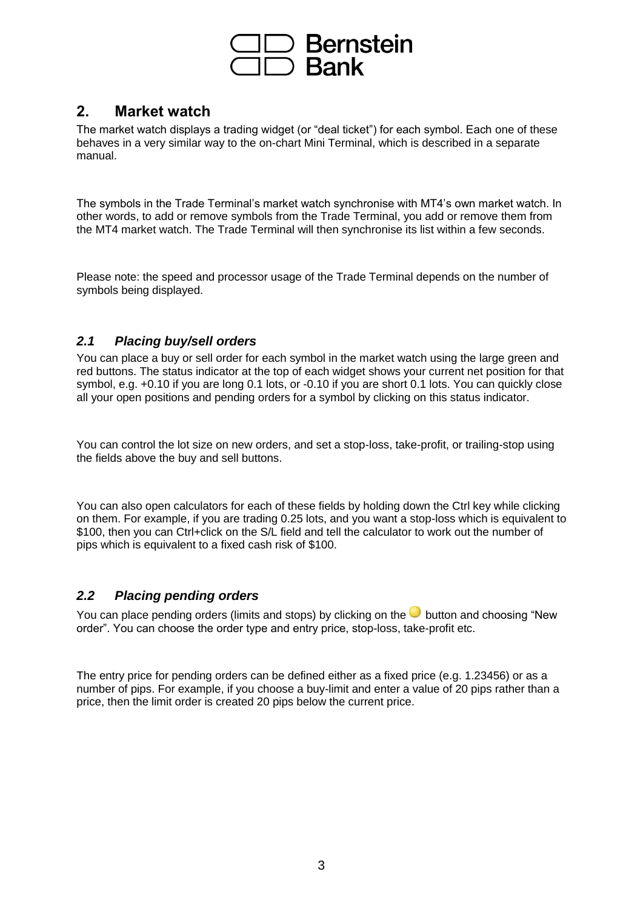## 2. Market watch

The market watch displays a trading widget (or "deal ticket") for each symbol. Each one of these behaves in a very similar way to the on-chart Mini Terminal, which is described in a separate manual.

The symbols in the Trade Terminal's market watch synchronise with MT4's own market watch. In other words, to add or remove symbols from the Trade Terminal, you add or remove them from the MT4 market watch. The Trade Terminal will then synchronise its list within a few seconds.

Please note: the speed and processor usage of the Trade Terminal depends on the number of symbols being displayed.

### *2.1 Placing buy/sell orders*

You can place a buy or sell order for each symbol in the market watch using the large green and red buttons. The status indicator at the top of each widget shows your current net position for that symbol, e.g. +0.10 if you are long 0.1 lots, or -0.10 if you are short 0.1 lots. You can quickly close all your open positions and pending orders for a symbol by clicking on this status indicator.

You can control the lot size on new orders, and set a stop-loss, take-profit, or trailing-stop using the fields above the buy and sell buttons.

You can also open calculators for each of these fields by holding down the Ctrl key while clicking on them. For example, if you are trading 0.25 lots, and you want a stop-loss which is equivalent to $100, then you can Ctrl+click on the S/L field and tell the calculator to work out the number of pips which is equivalent to a fixed cash risk of $100.

### *2.2 Placing pending orders*

You can place pending orders (limits and stops) by clicking on the button and choosing "New order". You can choose the order type and entry price, stop-loss, take-profit etc.

The entry price for pending orders can be defined either as a fixed price (e.g. 1.23456) or as a number of pips. For example, if you choose a buy-limit and enter a value of 20 pips rather than a price, then the limit order is created 20 pips below the current price.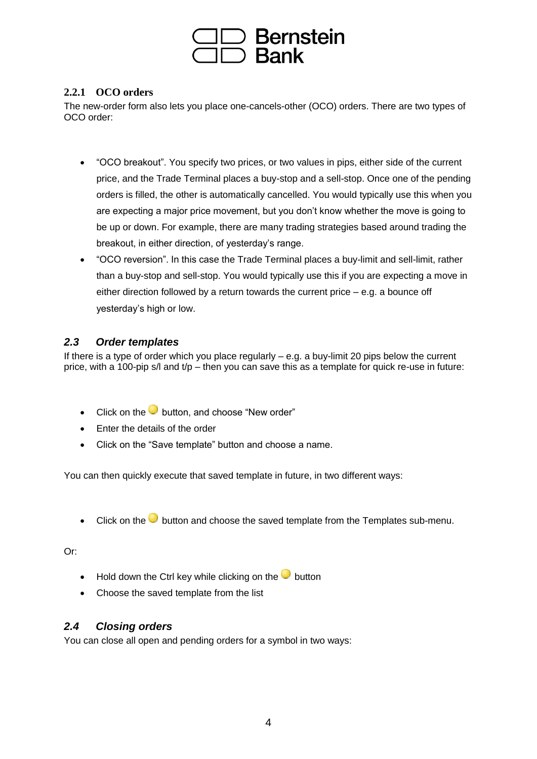### 2.2.1 OCO orders

The new-order form also lets you place one-cancels-other (OCO) orders. There are two types of OCO order:

- "OCO breakout". You specify two prices, or two values in pips, either side of the current price, and the Trade Terminal places a buy-stop and a sell-stop. Once one of the pending orders is filled, the other is automatically cancelled. You would typically use this when you are expecting a major price movement, but you don't know whether the move is going to be up or down. For example, there are many trading strategies based around trading the breakout, in either direction, of yesterday's range.
- "OCO reversion". In this case the Trade Terminal places a buy-limit and sell-limit, rather than a buy-stop and sell-stop. You would typically use this if you are expecting a move in either direction followed by a return towards the current price – e.g. a bounce off yesterday's high or low.

## *2.3 Order templates*

If there is a type of order which you place regularly – e.g. a buy-limit 20 pips below the current price, with a 100-pip s/l and t/p – then you can save this as a template for quick re-use in future:

- Click on the button, and choose "New order"
- Enter the details of the order
- Click on the "Save template" button and choose a name.

You can then quickly execute that saved template in future, in two different ways:

- Click on the button and choose the saved template from the Templates sub-menu.

Or:

- Hold down the Ctrl key while clicking on the button
- Choose the saved template from the list

## *2.4 Closing orders*

You can close all open and pending orders for a symbol in two ways: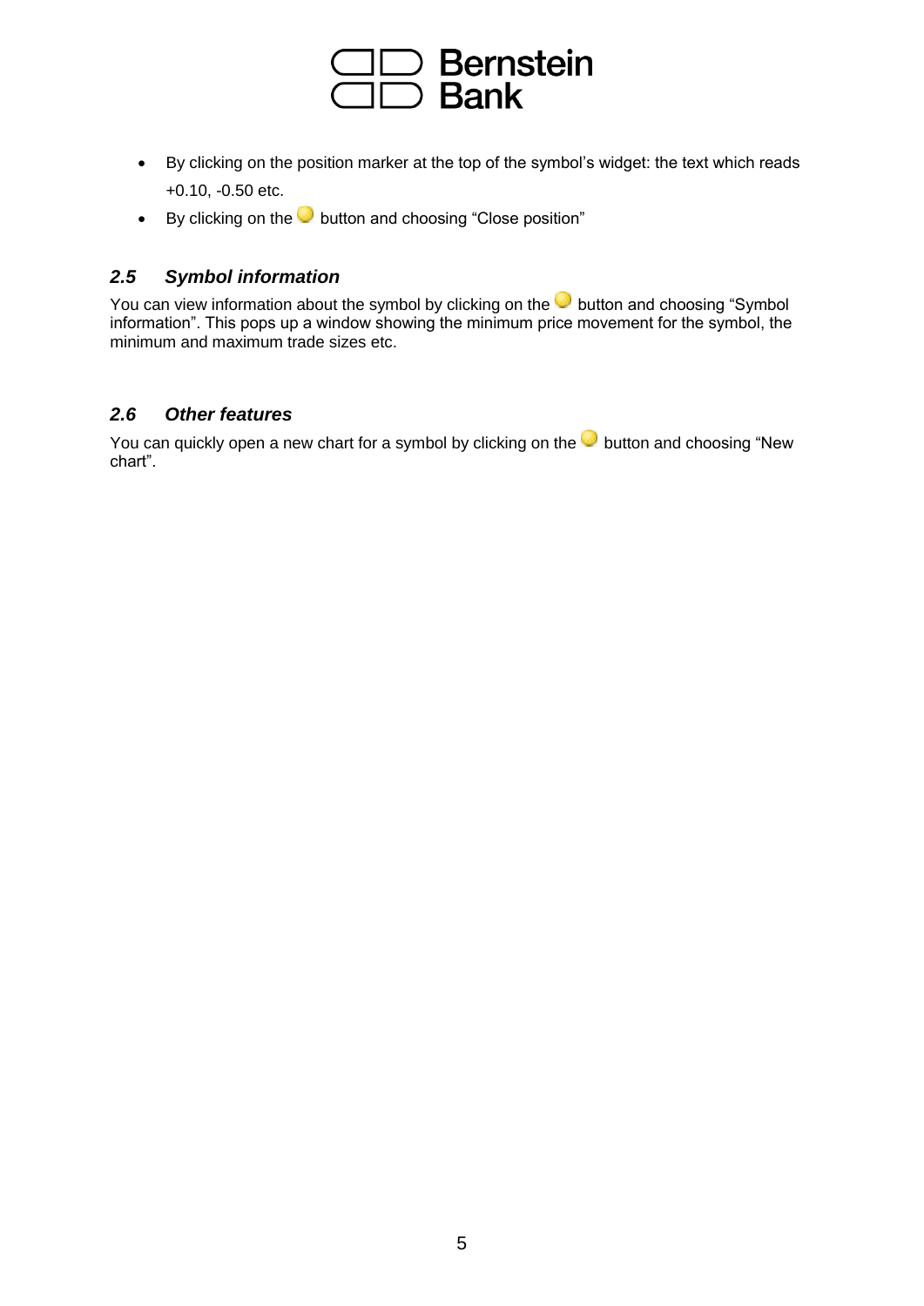- By clicking on the position marker at the top of the symbol's widget: the text which reads +0.10, -0.50 etc.
- By clicking on the button and choosing "Close position"

### *2.5 Symbol information*

You can view information about the symbol by clicking on the button and choosing "Symbol information". This pops up a window showing the minimum price movement for the symbol, the minimum and maximum trade sizes etc.

### *2.6 Other features*

You can quickly open a new chart for a symbol by clicking on the button and choosing "New chart".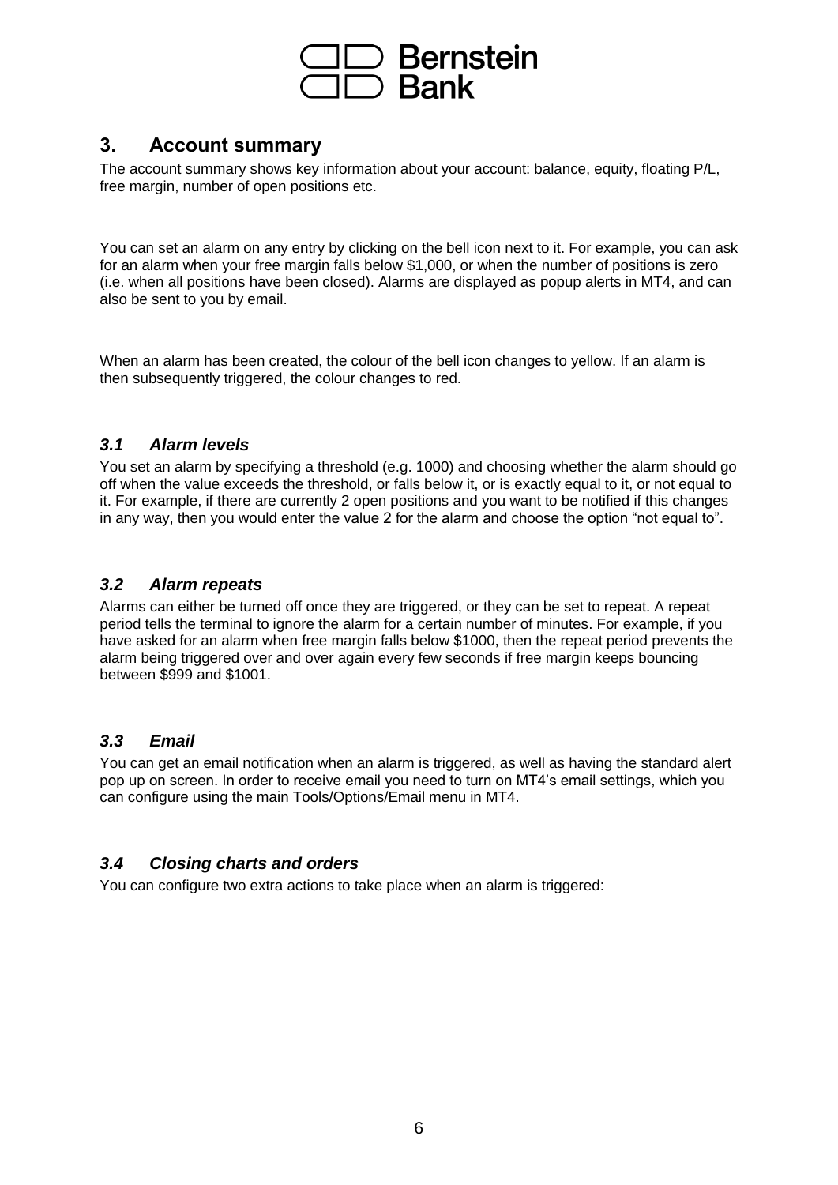## 3. Account summary

The account summary shows key information about your account: balance, equity, floating P/L, free margin, number of open positions etc.

You can set an alarm on any entry by clicking on the bell icon next to it. For example, you can ask for an alarm when your free margin falls below $1,000, or when the number of positions is zero (i.e. when all positions have been closed). Alarms are displayed as popup alerts in MT4, and can also be sent to you by email.

When an alarm has been created, the colour of the bell icon changes to yellow. If an alarm is then subsequently triggered, the colour changes to red.

### *3.1 Alarm levels*

You set an alarm by specifying a threshold (e.g. 1000) and choosing whether the alarm should go off when the value exceeds the threshold, or falls below it, or is exactly equal to it, or not equal to it. For example, if there are currently 2 open positions and you want to be notified if this changes in any way, then you would enter the value 2 for the alarm and choose the option "not equal to".

### *3.2 Alarm repeats*

Alarms can either be turned off once they are triggered, or they can be set to repeat. A repeat period tells the terminal to ignore the alarm for a certain number of minutes. For example, if you have asked for an alarm when free margin falls below $1000, then the repeat period prevents the alarm being triggered over and over again every few seconds if free margin keeps bouncing between $999 and $1001.

### *3.3 Email*

You can get an email notification when an alarm is triggered, as well as having the standard alert pop up on screen. In order to receive email you need to turn on MT4's email settings, which you can configure using the main Tools/Options/Email menu in MT4.

### *3.4 Closing charts and orders*

You can configure two extra actions to take place when an alarm is triggered: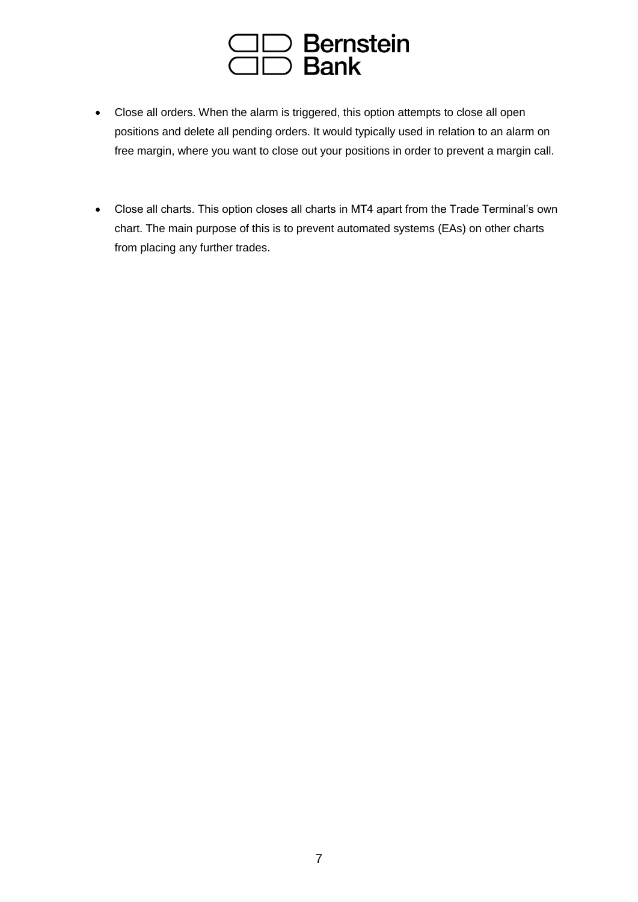- Close all orders. When the alarm is triggered, this option attempts to close all open positions and delete all pending orders. It would typically used in relation to an alarm on free margin, where you want to close out your positions in order to prevent a margin call.

- Close all charts. This option closes all charts in MT4 apart from the Trade Terminal's own chart. The main purpose of this is to prevent automated systems (EAs) on other charts from placing any further trades.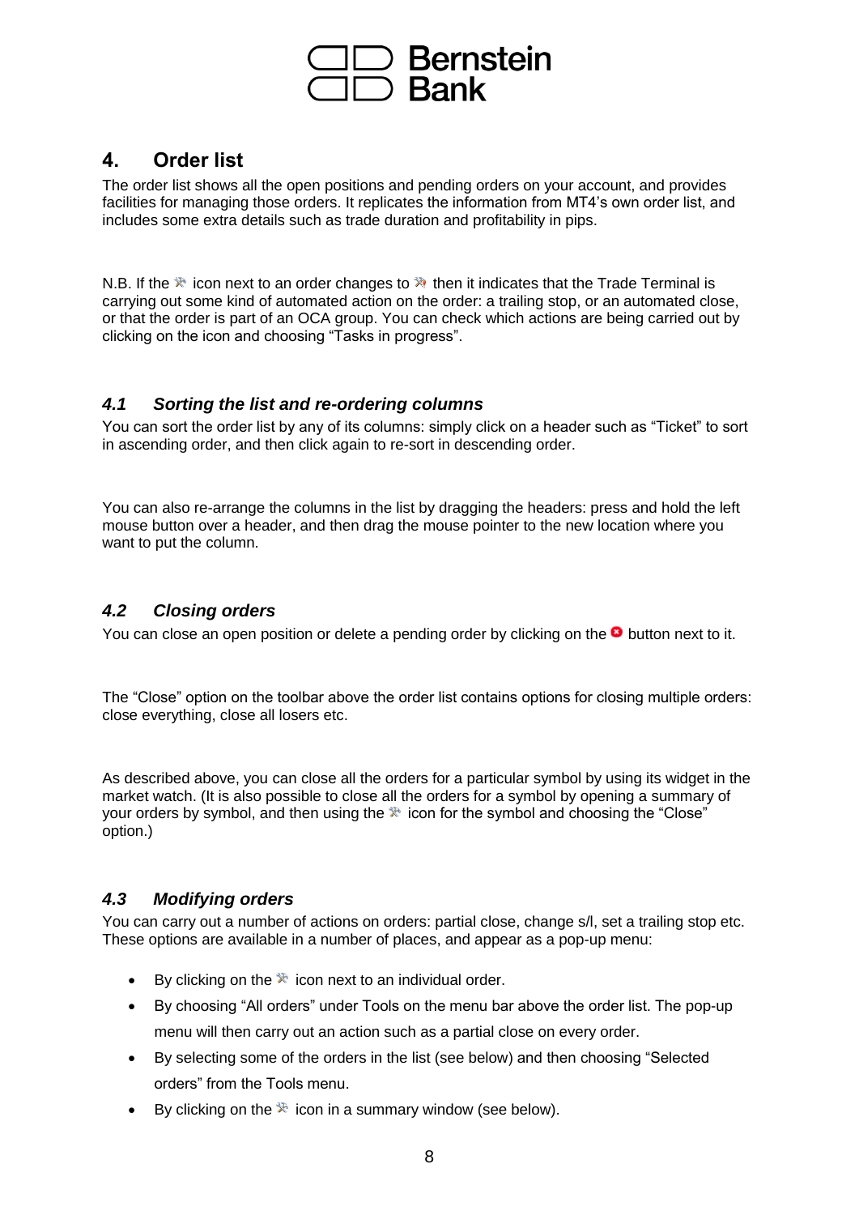# 4. Order list

The order list shows all the open positions and pending orders on your account, and provides facilities for managing those orders. It replicates the information from MT4's own order list, and includes some extra details such as trade duration and profitability in pips.

N.B. If the icon next to an order changes to then it indicates that the Trade Terminal is carrying out some kind of automated action on the order: a trailing stop, or an automated close, or that the order is part of an OCA group. You can check which actions are being carried out by clicking on the icon and choosing "Tasks in progress".

## *4.1 Sorting the list and re-ordering columns*

You can sort the order list by any of its columns: simply click on a header such as "Ticket" to sort in ascending order, and then click again to re-sort in descending order.

You can also re-arrange the columns in the list by dragging the headers: press and hold the left mouse button over a header, and then drag the mouse pointer to the new location where you want to put the column.

## *4.2 Closing orders*

You can close an open position or delete a pending order by clicking on the button next to it.

The "Close" option on the toolbar above the order list contains options for closing multiple orders: close everything, close all losers etc.

As described above, you can close all the orders for a particular symbol by using its widget in the market watch. (It is also possible to close all the orders for a symbol by opening a summary of your orders by symbol, and then using the icon for the symbol and choosing the "Close" option.)

## *4.3 Modifying orders*

You can carry out a number of actions on orders: partial close, change s/l, set a trailing stop etc. These options are available in a number of places, and appear as a pop-up menu:

- By clicking on the icon next to an individual order.
- By choosing "All orders" under Tools on the menu bar above the order list. The pop-up menu will then carry out an action such as a partial close on every order.
- By selecting some of the orders in the list (see below) and then choosing "Selected orders" from the Tools menu.
- By clicking on the icon in a summary window (see below).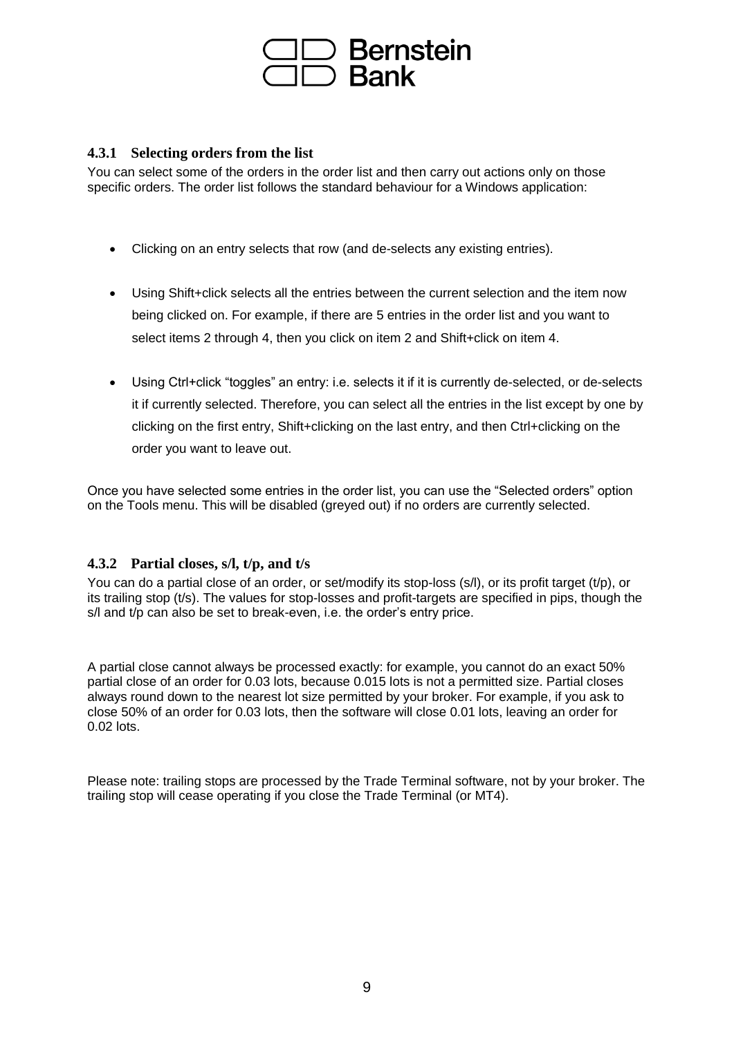### 4.3.1 Selecting orders from the list

You can select some of the orders in the order list and then carry out actions only on those specific orders. The order list follows the standard behaviour for a Windows application:

- Clicking on an entry selects that row (and de-selects any existing entries).
- Using Shift+click selects all the entries between the current selection and the item now being clicked on. For example, if there are 5 entries in the order list and you want to select items 2 through 4, then you click on item 2 and Shift+click on item 4.
- Using Ctrl+click "toggles" an entry: i.e. selects it if it is currently de-selected, or de-selects it if currently selected. Therefore, you can select all the entries in the list except by one by clicking on the first entry, Shift+clicking on the last entry, and then Ctrl+clicking on the order you want to leave out.

Once you have selected some entries in the order list, you can use the "Selected orders" option on the Tools menu. This will be disabled (greyed out) if no orders are currently selected.

### 4.3.2 Partial closes, s/l, t/p, and t/s

You can do a partial close of an order, or set/modify its stop-loss (s/l), or its profit target (t/p), or its trailing stop (t/s). The values for stop-losses and profit-targets are specified in pips, though the s/l and t/p can also be set to break-even, i.e. the order's entry price.

A partial close cannot always be processed exactly: for example, you cannot do an exact 50% partial close of an order for 0.03 lots, because 0.015 lots is not a permitted size. Partial closes always round down to the nearest lot size permitted by your broker. For example, if you ask to close 50% of an order for 0.03 lots, then the software will close 0.01 lots, leaving an order for 0.02 lots.

Please note: trailing stops are processed by the Trade Terminal software, not by your broker. The trailing stop will cease operating if you close the Trade Terminal (or MT4).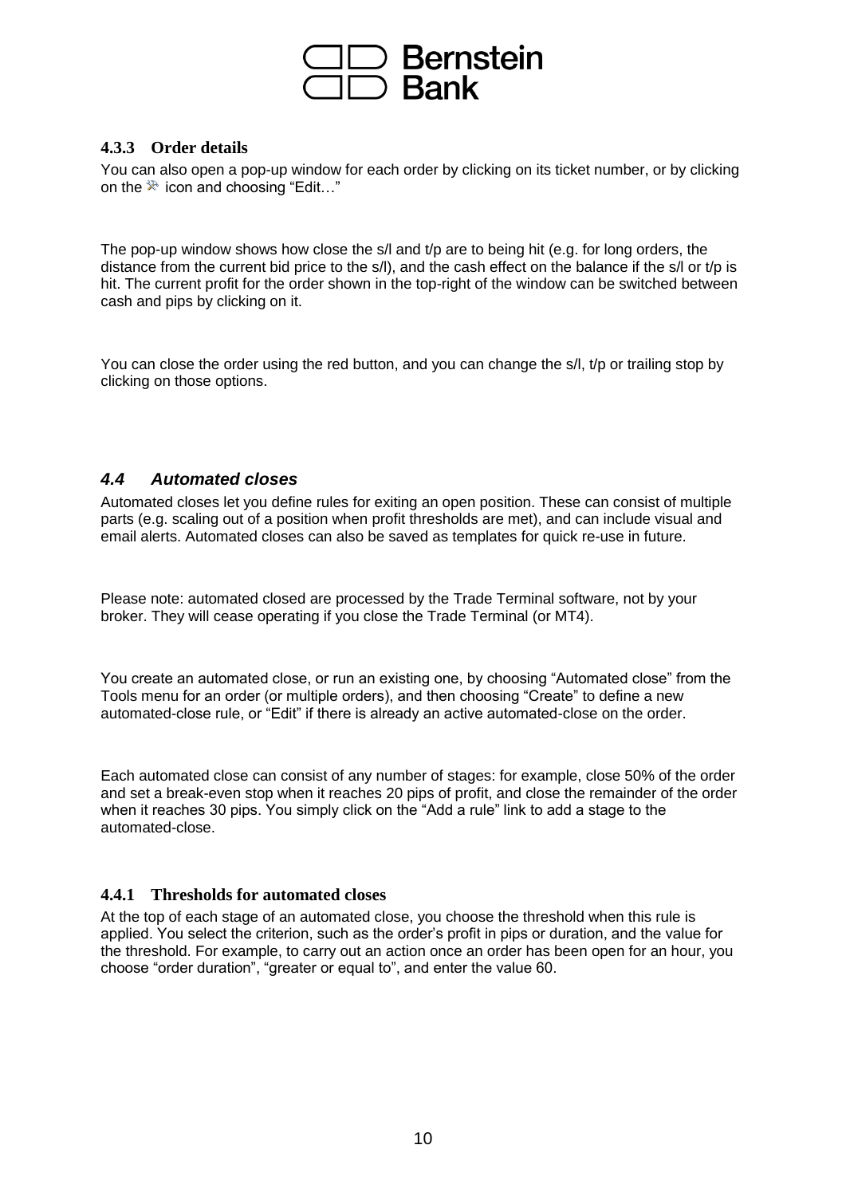### 4.3.3 Order details

You can also open a pop-up window for each order by clicking on its ticket number, or by clicking on the icon and choosing "Edit…"

The pop-up window shows how close the s/l and t/p are to being hit (e.g. for long orders, the distance from the current bid price to the s/l), and the cash effect on the balance if the s/l or t/p is hit. The current profit for the order shown in the top-right of the window can be switched between cash and pips by clicking on it.

You can close the order using the red button, and you can change the s/l, t/p or trailing stop by clicking on those options.

## *4.4 Automated closes*

Automated closes let you define rules for exiting an open position. These can consist of multiple parts (e.g. scaling out of a position when profit thresholds are met), and can include visual and email alerts. Automated closes can also be saved as templates for quick re-use in future.

Please note: automated closed are processed by the Trade Terminal software, not by your broker. They will cease operating if you close the Trade Terminal (or MT4).

You create an automated close, or run an existing one, by choosing "Automated close" from the Tools menu for an order (or multiple orders), and then choosing "Create" to define a new automated-close rule, or "Edit" if there is already an active automated-close on the order.

Each automated close can consist of any number of stages: for example, close 50% of the order and set a break-even stop when it reaches 20 pips of profit, and close the remainder of the order when it reaches 30 pips. You simply click on the "Add a rule" link to add a stage to the automated-close.

### 4.4.1 Thresholds for automated closes

At the top of each stage of an automated close, you choose the threshold when this rule is applied. You select the criterion, such as the order's profit in pips or duration, and the value for the threshold. For example, to carry out an action once an order has been open for an hour, you choose "order duration", "greater or equal to", and enter the value 60.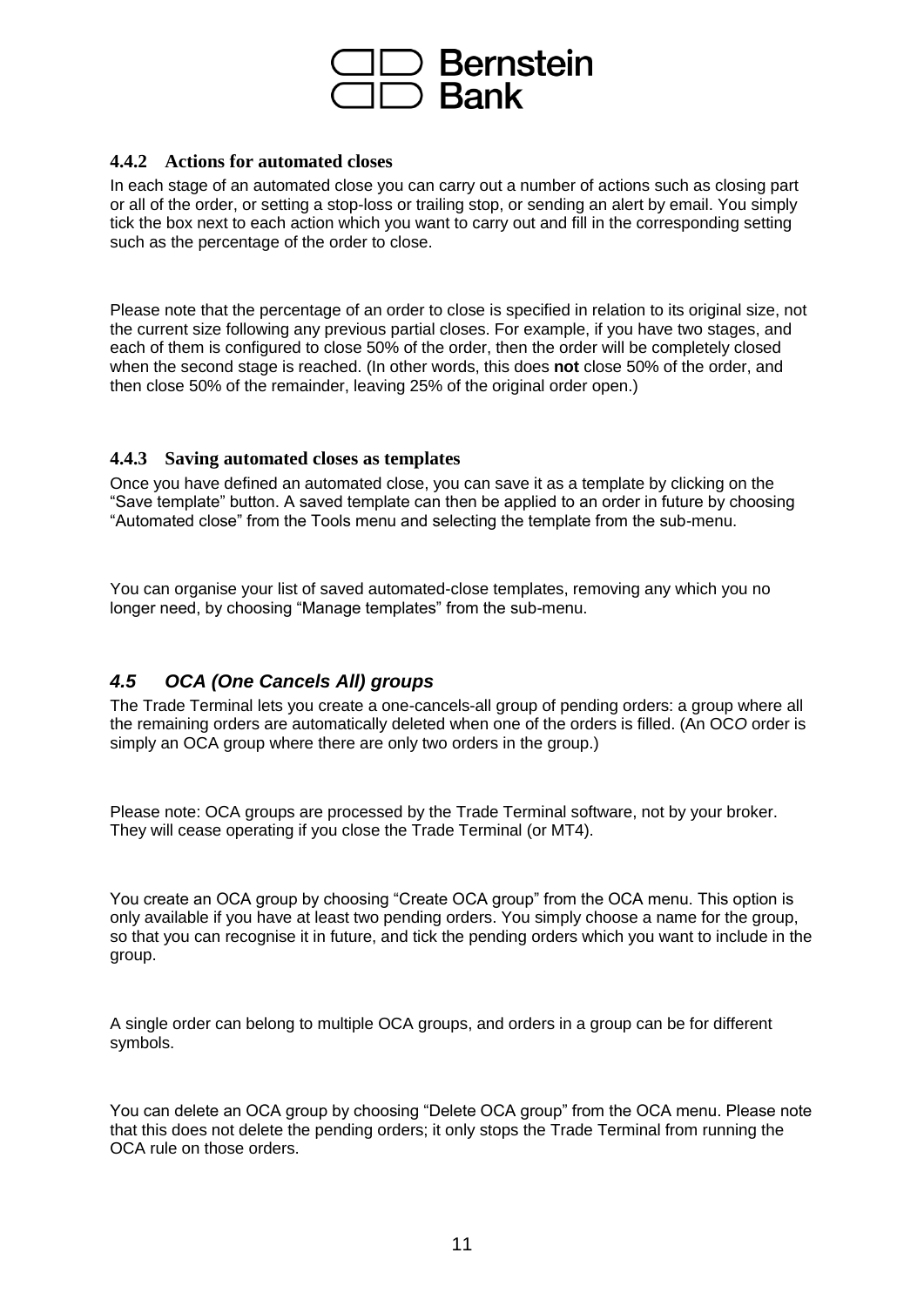### 4.4.2 Actions for automated closes

In each stage of an automated close you can carry out a number of actions such as closing part or all of the order, or setting a stop-loss or trailing stop, or sending an alert by email. You simply tick the box next to each action which you want to carry out and fill in the corresponding setting such as the percentage of the order to close.

Please note that the percentage of an order to close is specified in relation to its original size, not the current size following any previous partial closes. For example, if you have two stages, and each of them is configured to close 50% of the order, then the order will be completely closed when the second stage is reached. (In other words, this does **not** close 50% of the order, and then close 50% of the remainder, leaving 25% of the original order open.)

### 4.4.3 Saving automated closes as templates

Once you have defined an automated close, you can save it as a template by clicking on the "Save template" button. A saved template can then be applied to an order in future by choosing "Automated close" from the Tools menu and selecting the template from the sub-menu.

You can organise your list of saved automated-close templates, removing any which you no longer need, by choosing "Manage templates" from the sub-menu.

## *4.5 OCA (One Cancels All) groups*

The Trade Terminal lets you create a one-cancels-all group of pending orders: a group where all the remaining orders are automatically deleted when one of the orders is filled. (An OC*O* order is simply an OCA group where there are only two orders in the group.)

Please note: OCA groups are processed by the Trade Terminal software, not by your broker. They will cease operating if you close the Trade Terminal (or MT4).

You create an OCA group by choosing "Create OCA group" from the OCA menu. This option is only available if you have at least two pending orders. You simply choose a name for the group, so that you can recognise it in future, and tick the pending orders which you want to include in the group.

A single order can belong to multiple OCA groups, and orders in a group can be for different symbols.

You can delete an OCA group by choosing "Delete OCA group" from the OCA menu. Please note that this does not delete the pending orders; it only stops the Trade Terminal from running the OCA rule on those orders.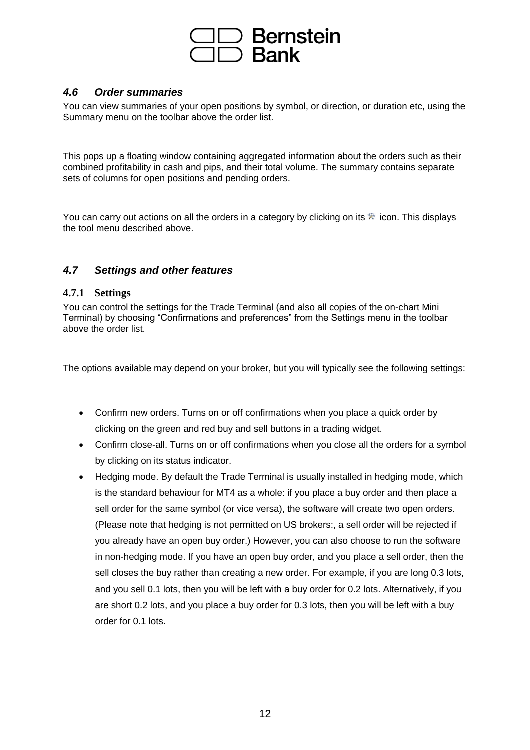### *4.6 Order summaries*

You can view summaries of your open positions by symbol, or direction, or duration etc, using the Summary menu on the toolbar above the order list.

This pops up a floating window containing aggregated information about the orders such as their combined profitability in cash and pips, and their total volume. The summary contains separate sets of columns for open positions and pending orders.

You can carry out actions on all the orders in a category by clicking on its icon. This displays the tool menu described above.

### *4.7 Settings and other features*

#### 4.7.1 Settings

You can control the settings for the Trade Terminal (and also all copies of the on-chart Mini Terminal) by choosing "Confirmations and preferences" from the Settings menu in the toolbar above the order list.

The options available may depend on your broker, but you will typically see the following settings:

- Confirm new orders. Turns on or off confirmations when you place a quick order by clicking on the green and red buy and sell buttons in a trading widget.
- Confirm close-all. Turns on or off confirmations when you close all the orders for a symbol by clicking on its status indicator.
- Hedging mode. By default the Trade Terminal is usually installed in hedging mode, which is the standard behaviour for MT4 as a whole: if you place a buy order and then place a sell order for the same symbol (or vice versa), the software will create two open orders. (Please note that hedging is not permitted on US brokers:, a sell order will be rejected if you already have an open buy order.) However, you can also choose to run the software in non-hedging mode. If you have an open buy order, and you place a sell order, then the sell closes the buy rather than creating a new order. For example, if you are long 0.3 lots, and you sell 0.1 lots, then you will be left with a buy order for 0.2 lots. Alternatively, if you are short 0.2 lots, and you place a buy order for 0.3 lots, then you will be left with a buy order for 0.1 lots.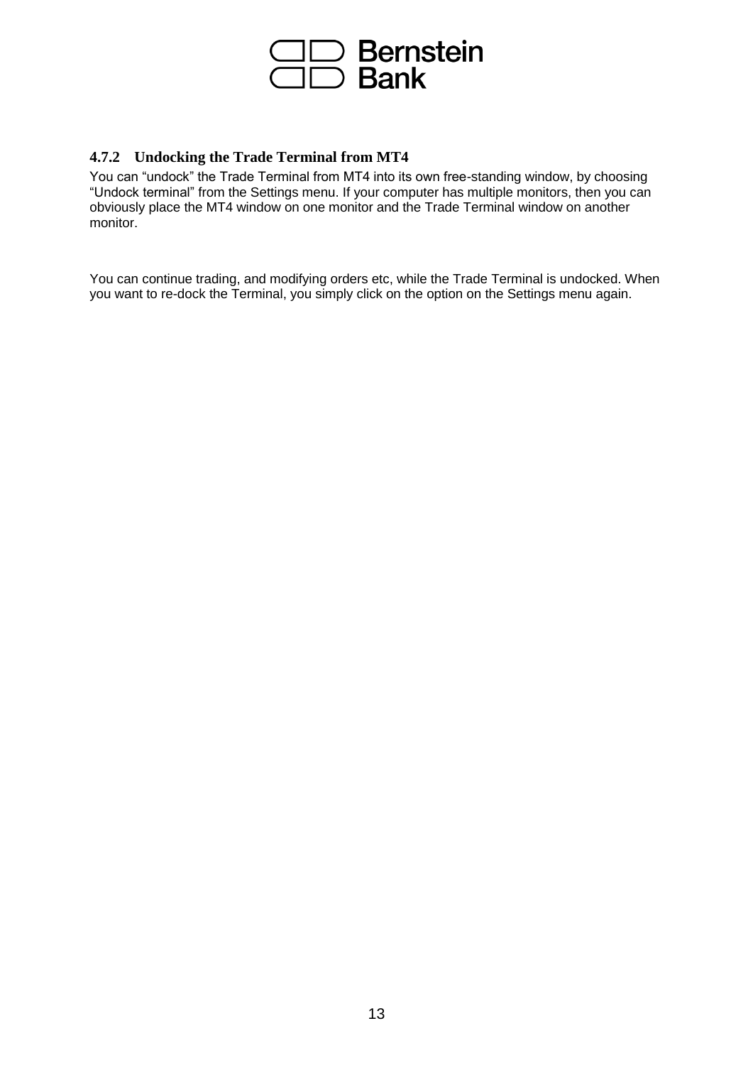### 4.7.2 Undocking the Trade Terminal from MT4

You can “undock” the Trade Terminal from MT4 into its own free-standing window, by choosing “Undock terminal” from the Settings menu. If your computer has multiple monitors, then you can obviously place the MT4 window on one monitor and the Trade Terminal window on another monitor.

You can continue trading, and modifying orders etc, while the Trade Terminal is undocked. When you want to re-dock the Terminal, you simply click on the option on the Settings menu again.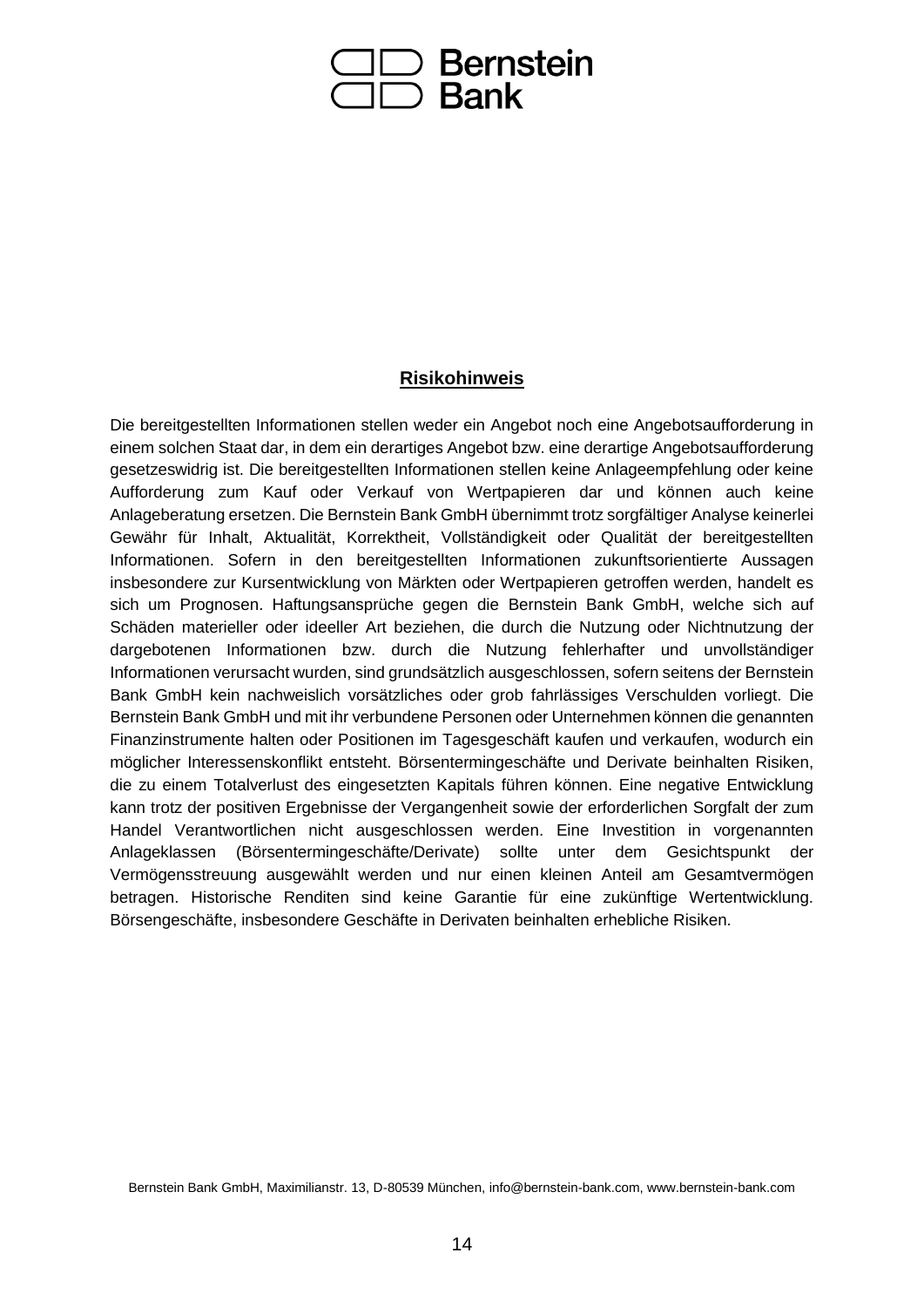# Bernstein Bank

## Risikohinweis

Die bereitgestellten Informationen stellen weder ein Angebot noch eine Angebotsaufforderung in einem solchen Staat dar, in dem ein derartiges Angebot bzw. eine derartige Angebotsaufforderung gesetzeswidrig ist. Die bereitgestellten Informationen stellen keine Anlageempfehlung oder keine Aufforderung zum Kauf oder Verkauf von Wertpapieren dar und können auch keine Anlageberatung ersetzen. Die Bernstein Bank GmbH übernimmt trotz sorgfältiger Analyse keinerlei Gewähr für Inhalt, Aktualität, Korrektheit, Vollständigkeit oder Qualität der bereitgestellten Informationen. Sofern in den bereitgestellten Informationen zukunftsorientierte Aussagen insbesondere zur Kursentwicklung von Märkten oder Wertpapieren getroffen werden, handelt es sich um Prognosen. Haftungsansprüche gegen die Bernstein Bank GmbH, welche sich auf Schäden materieller oder ideeller Art beziehen, die durch die Nutzung oder Nichtnutzung der dargebotenen Informationen bzw. durch die Nutzung fehlerhafter und unvollständiger Informationen verursacht wurden, sind grundsätzlich ausgeschlossen, sofern seitens der Bernstein Bank GmbH kein nachweislich vorsätzliches oder grob fahrlässiges Verschulden vorliegt. Die Bernstein Bank GmbH und mit ihr verbundene Personen oder Unternehmen können die genannten Finanzinstrumente halten oder Positionen im Tagesgeschäft kaufen und verkaufen, wodurch ein möglicher Interessenskonflikt entsteht. Börsentermingeschäfte und Derivate beinhalten Risiken, die zu einem Totalverlust des eingesetzten Kapitals führen können. Eine negative Entwicklung kann trotz der positiven Ergebnisse der Vergangenheit sowie der erforderlichen Sorgfalt der zum Handel Verantwortlichen nicht ausgeschlossen werden. Eine Investition in vorgenannten Anlageklassen (Börsentermingeschäfte/Derivate) sollte unter dem Gesichtspunkt der Vermögensstreuung ausgewählt werden und nur einen kleinen Anteil am Gesamtvermögen betragen. Historische Renditen sind keine Garantie für eine zukünftige Wertentwicklung. Börsengeschäfte, insbesondere Geschäfte in Derivaten beinhalten erhebliche Risiken.

Bernstein Bank GmbH, Maximilianstr. 13, D-80539 München, info@bernstein-bank.com, www.bernstein-bank.com